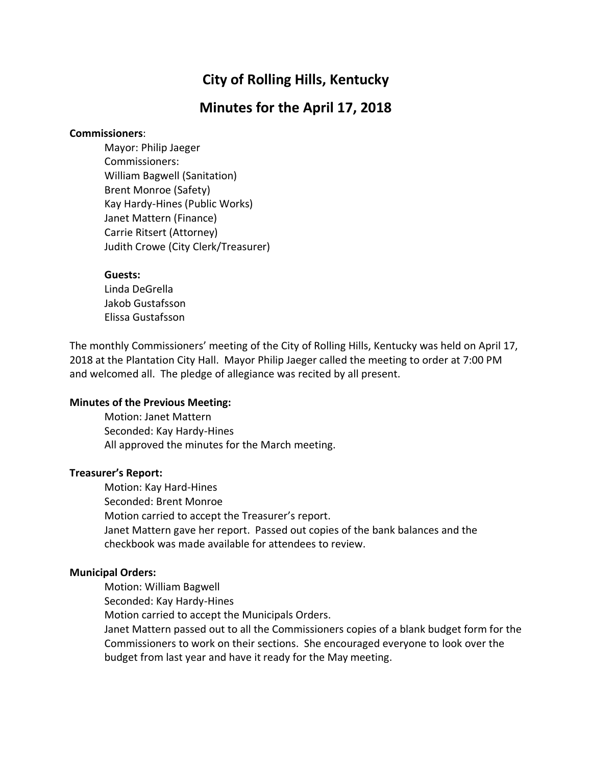# City of Rolling Hills, Kentucky

# Minutes for the April 17, 2018

**Commissioners**:

Mayor: Philip Jaeger
Commissioners:
William Bagwell (Sanitation)
Brent Monroe (Safety)
Kay Hardy-Hines (Public Works)
Janet Mattern (Finance)
Carrie Ritsert (Attorney)
Judith Crowe (City Clerk/Treasurer)

**Guests:**

Linda DeGrella
Jakob Gustafsson
Elissa Gustafsson

The monthly Commissioners' meeting of the City of Rolling Hills, Kentucky was held on April 17, 2018 at the Plantation City Hall. Mayor Philip Jaeger called the meeting to order at 7:00 PM and welcomed all. The pledge of allegiance was recited by all present.

**Minutes of the Previous Meeting:**

Motion: Janet Mattern
Seconded: Kay Hardy-Hines
All approved the minutes for the March meeting.

**Treasurer's Report:**

Motion: Kay Hard-Hines
Seconded: Brent Monroe
Motion carried to accept the Treasurer's report.
Janet Mattern gave her report. Passed out copies of the bank balances and the checkbook was made available for attendees to review.

**Municipal Orders:**

Motion: William Bagwell
Seconded: Kay Hardy-Hines
Motion carried to accept the Municipals Orders.
Janet Mattern passed out to all the Commissioners copies of a blank budget form for the Commissioners to work on their sections. She encouraged everyone to look over the budget from last year and have it ready for the May meeting.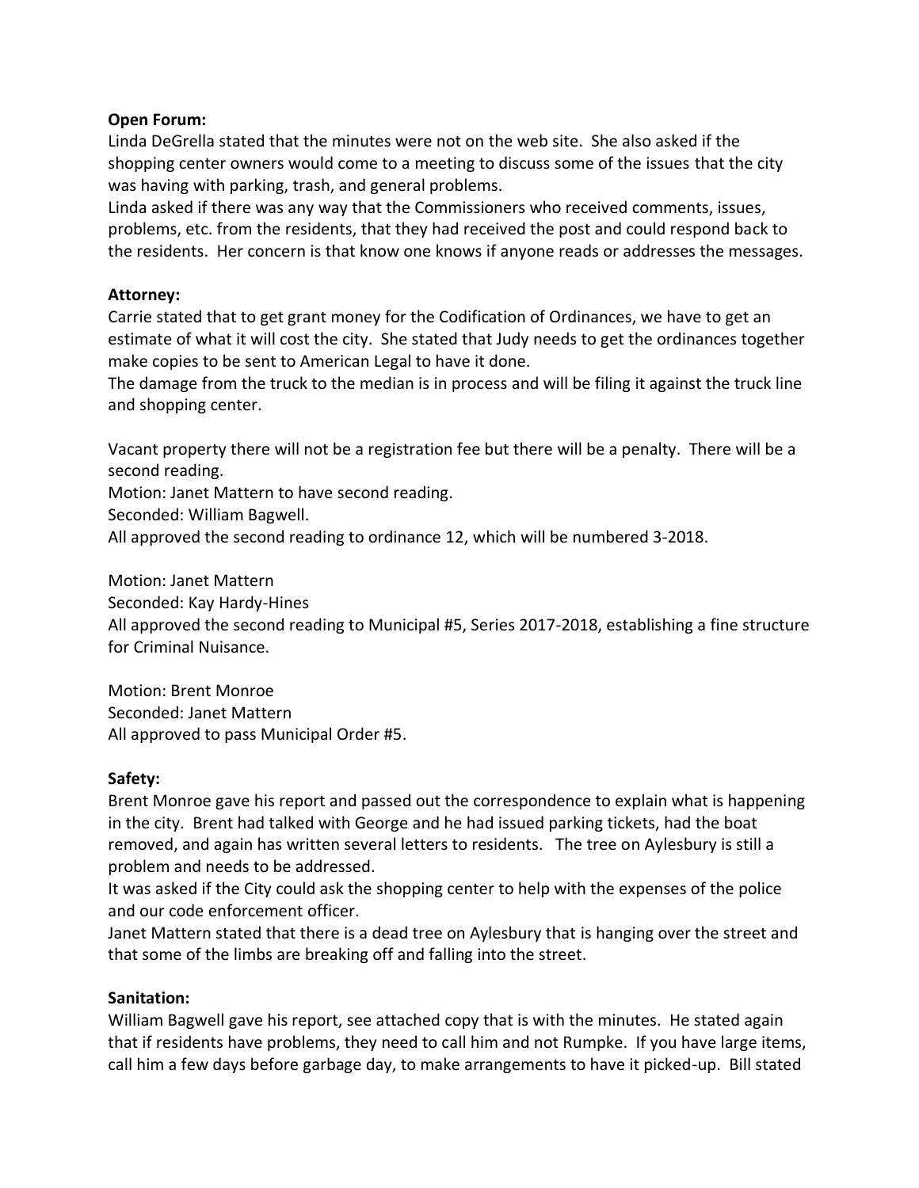**Open Forum:**
Linda DeGrella stated that the minutes were not on the web site. She also asked if the shopping center owners would come to a meeting to discuss some of the issues that the city was having with parking, trash, and general problems.
Linda asked if there was any way that the Commissioners who received comments, issues, problems, etc. from the residents, that they had received the post and could respond back to the residents. Her concern is that know one knows if anyone reads or addresses the messages.

**Attorney:**
Carrie stated that to get grant money for the Codification of Ordinances, we have to get an estimate of what it will cost the city. She stated that Judy needs to get the ordinances together make copies to be sent to American Legal to have it done.
The damage from the truck to the median is in process and will be filing it against the truck line and shopping center.

Vacant property there will not be a registration fee but there will be a penalty. There will be a second reading.
Motion: Janet Mattern to have second reading.
Seconded: William Bagwell.
All approved the second reading to ordinance 12, which will be numbered 3-2018.

Motion: Janet Mattern
Seconded: Kay Hardy-Hines
All approved the second reading to Municipal #5, Series 2017-2018, establishing a fine structure for Criminal Nuisance.

Motion: Brent Monroe
Seconded: Janet Mattern
All approved to pass Municipal Order #5.

**Safety:**
Brent Monroe gave his report and passed out the correspondence to explain what is happening in the city. Brent had talked with George and he had issued parking tickets, had the boat removed, and again has written several letters to residents. The tree on Aylesbury is still a problem and needs to be addressed.
It was asked if the City could ask the shopping center to help with the expenses of the police and our code enforcement officer.
Janet Mattern stated that there is a dead tree on Aylesbury that is hanging over the street and that some of the limbs are breaking off and falling into the street.

**Sanitation:**
William Bagwell gave his report, see attached copy that is with the minutes. He stated again that if residents have problems, they need to call him and not Rumpke. If you have large items, call him a few days before garbage day, to make arrangements to have it picked-up. Bill stated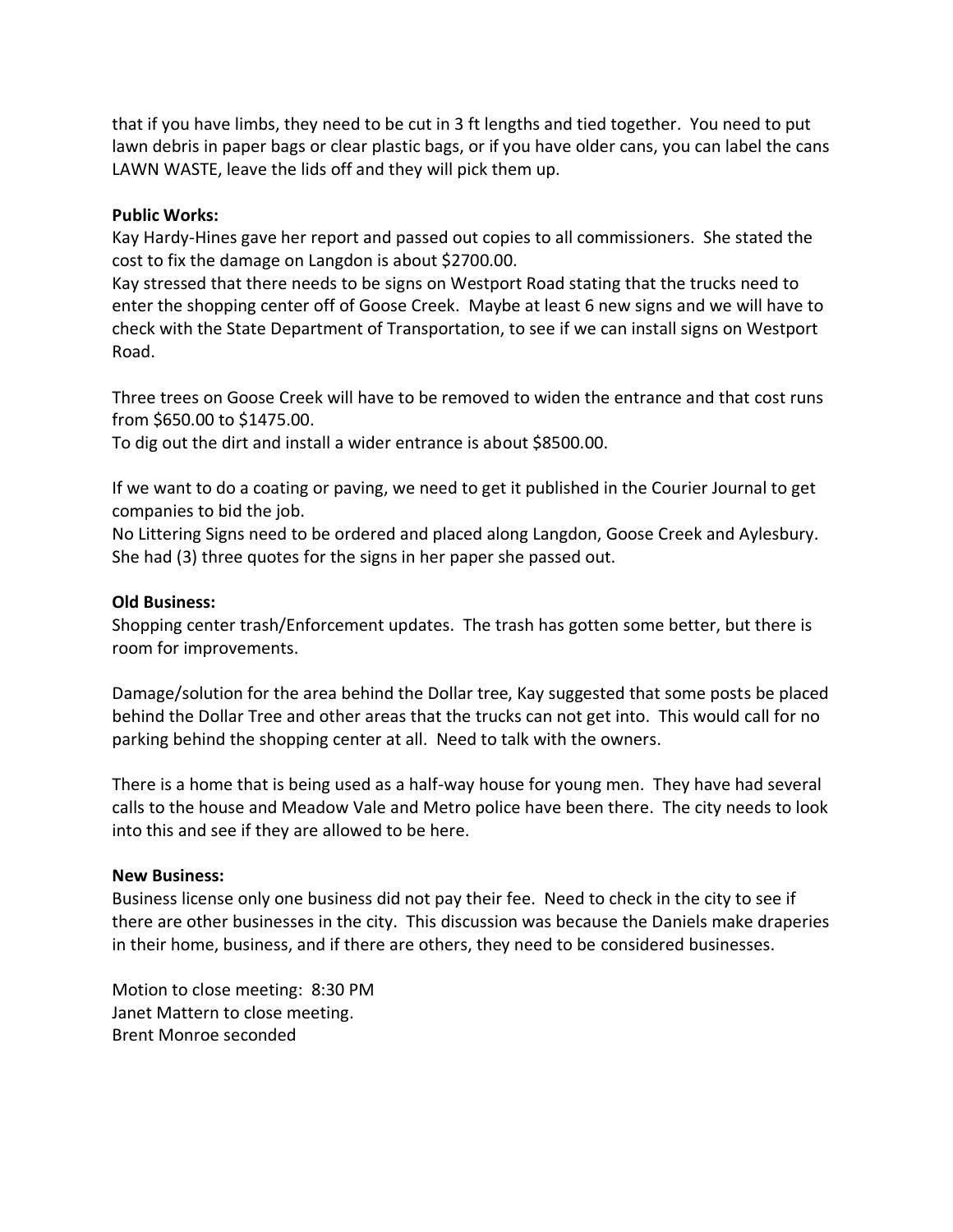that if you have limbs, they need to be cut in 3 ft lengths and tied together. You need to put lawn debris in paper bags or clear plastic bags, or if you have older cans, you can label the cans LAWN WASTE, leave the lids off and they will pick them up.

**Public Works:**

Kay Hardy-Hines gave her report and passed out copies to all commissioners. She stated the cost to fix the damage on Langdon is about $2700.00.

Kay stressed that there needs to be signs on Westport Road stating that the trucks need to enter the shopping center off of Goose Creek. Maybe at least 6 new signs and we will have to check with the State Department of Transportation, to see if we can install signs on Westport Road.

Three trees on Goose Creek will have to be removed to widen the entrance and that cost runs from $650.00 to $1475.00.

To dig out the dirt and install a wider entrance is about $8500.00.

If we want to do a coating or paving, we need to get it published in the Courier Journal to get companies to bid the job.

No Littering Signs need to be ordered and placed along Langdon, Goose Creek and Aylesbury. She had (3) three quotes for the signs in her paper she passed out.

**Old Business:**

Shopping center trash/Enforcement updates. The trash has gotten some better, but there is room for improvements.

Damage/solution for the area behind the Dollar tree, Kay suggested that some posts be placed behind the Dollar Tree and other areas that the trucks can not get into. This would call for no parking behind the shopping center at all. Need to talk with the owners.

There is a home that is being used as a half-way house for young men. They have had several calls to the house and Meadow Vale and Metro police have been there. The city needs to look into this and see if they are allowed to be here.

**New Business:**

Business license only one business did not pay their fee. Need to check in the city to see if there are other businesses in the city. This discussion was because the Daniels make draperies in their home, business, and if there are others, they need to be considered businesses.

Motion to close meeting: 8:30 PM
Janet Mattern to close meeting.
Brent Monroe seconded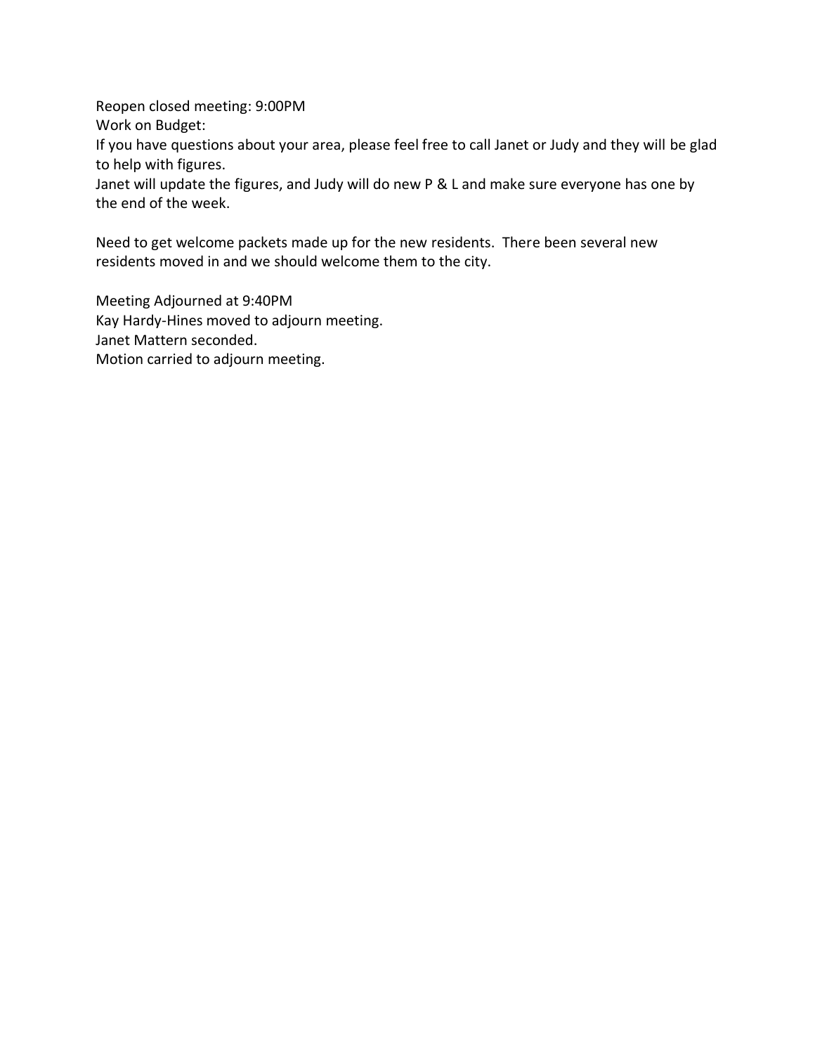Reopen closed meeting: 9:00PM
Work on Budget:
If you have questions about your area, please feel free to call Janet or Judy and they will be glad to help with figures.
Janet will update the figures, and Judy will do new P & L and make sure everyone has one by the end of the week.

Need to get welcome packets made up for the new residents. There been several new residents moved in and we should welcome them to the city.

Meeting Adjourned at 9:40PM
Kay Hardy-Hines moved to adjourn meeting.
Janet Mattern seconded.
Motion carried to adjourn meeting.